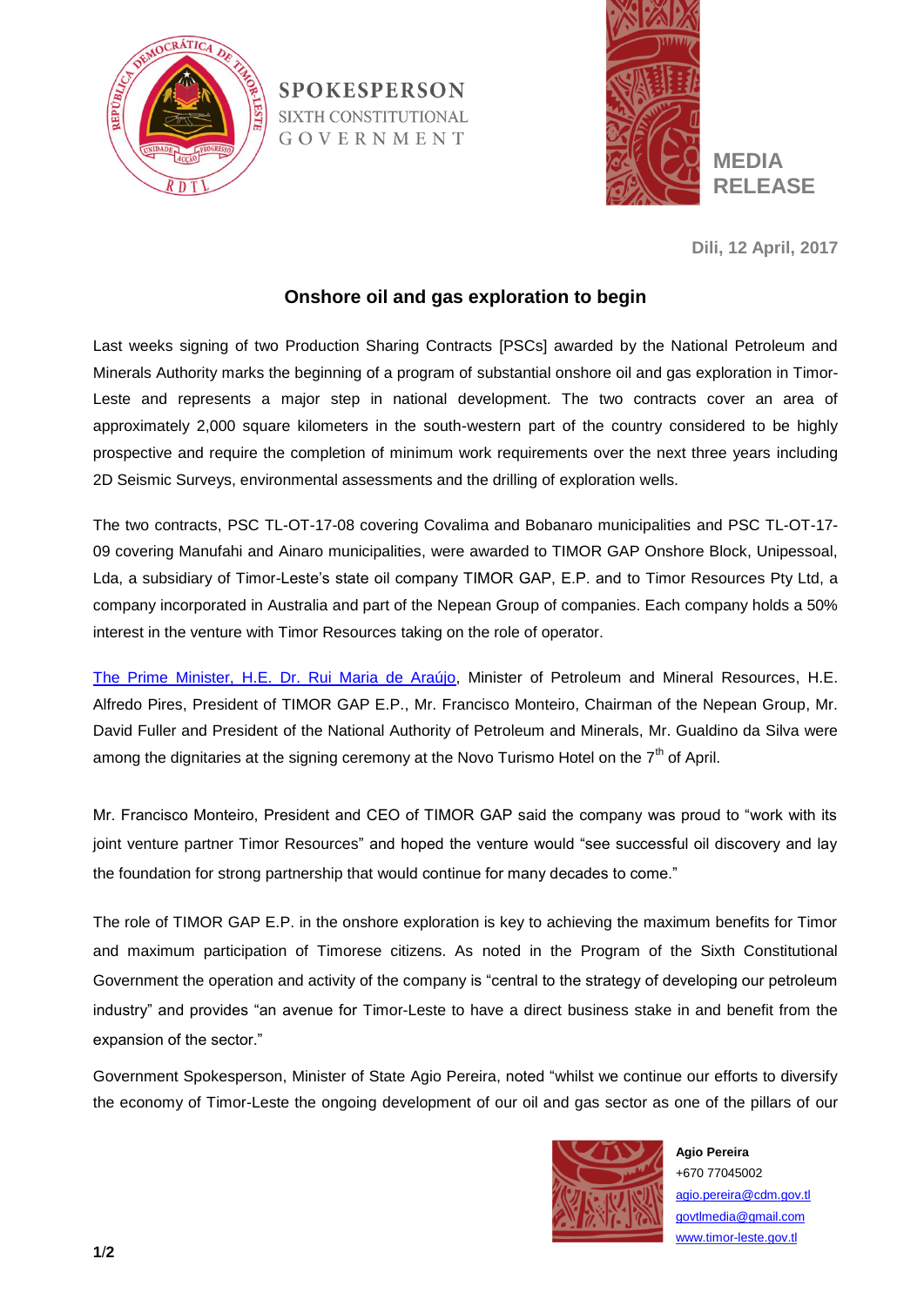**SPOKESPERSON**
SIXTH CONSTITUTIONAL
GOVERNMENT

**MEDIA RELEASE**

**Dili, 12 April, 2017**

## Onshore oil and gas exploration to begin

Last weeks signing of two Production Sharing Contracts [PSCs] awarded by the National Petroleum and Minerals Authority marks the beginning of a program of substantial onshore oil and gas exploration in Timor-Leste and represents a major step in national development. The two contracts cover an area of approximately 2,000 square kilometers in the south-western part of the country considered to be highly prospective and require the completion of minimum work requirements over the next three years including 2D Seismic Surveys, environmental assessments and the drilling of exploration wells.

The two contracts, PSC TL-OT-17-08 covering Covalima and Bobanaro municipalities and PSC TL-OT-17-09 covering Manufahi and Ainaro municipalities, were awarded to TIMOR GAP Onshore Block, Unipessoal, Lda, a subsidiary of Timor-Leste's state oil company TIMOR GAP, E.P. and to Timor Resources Pty Ltd, a company incorporated in Australia and part of the Nepean Group of companies. Each company holds a 50% interest in the venture with Timor Resources taking on the role of operator.

The Prime Minister, H.E. Dr. Rui Maria de Araújo, Minister of Petroleum and Mineral Resources, H.E. Alfredo Pires, President of TIMOR GAP E.P., Mr. Francisco Monteiro, Chairman of the Nepean Group, Mr. David Fuller and President of the National Authority of Petroleum and Minerals, Mr. Gualdino da Silva were among the dignitaries at the signing ceremony at the Novo Turismo Hotel on the 7th of April.

Mr. Francisco Monteiro, President and CEO of TIMOR GAP said the company was proud to "work with its joint venture partner Timor Resources" and hoped the venture would "see successful oil discovery and lay the foundation for strong partnership that would continue for many decades to come."

The role of TIMOR GAP E.P. in the onshore exploration is key to achieving the maximum benefits for Timor and maximum participation of Timorese citizens. As noted in the Program of the Sixth Constitutional Government the operation and activity of the company is "central to the strategy of developing our petroleum industry" and provides "an avenue for Timor-Leste to have a direct business stake in and benefit from the expansion of the sector."

Government Spokesperson, Minister of State Agio Pereira, noted "whilst we continue our efforts to diversify the economy of Timor-Leste the ongoing development of our oil and gas sector as one of the pillars of our

**Agio Pereira**
+670 77045002
agio.pereira@cdm.gov.tl
govtlmedia@gmail.com
www.timor-leste.gov.tl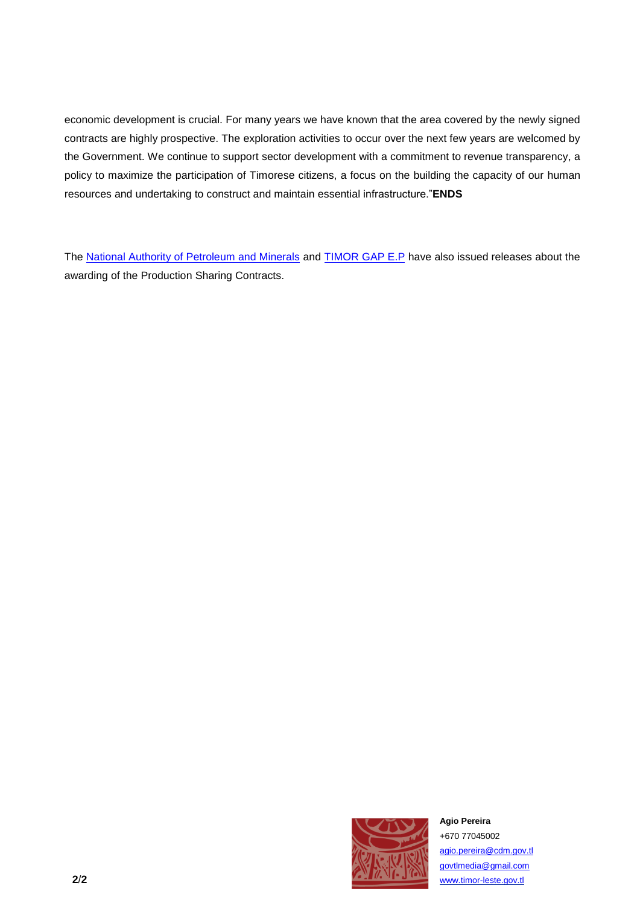economic development is crucial. For many years we have known that the area covered by the newly signed contracts are highly prospective. The exploration activities to occur over the next few years are welcomed by the Government. We continue to support sector development with a commitment to revenue transparency, a policy to maximize the participation of Timorese citizens, a focus on the building the capacity of our human resources and undertaking to construct and maintain essential infrastructure."**ENDS**

The National Authority of Petroleum and Minerals and TIMOR GAP E.P have also issued releases about the awarding of the Production Sharing Contracts.

**Agio Pereira**
+670 77045002
agio.pereira@cdm.gov.tl
govtlmedia@gmail.com
www.timor-leste.gov.tl